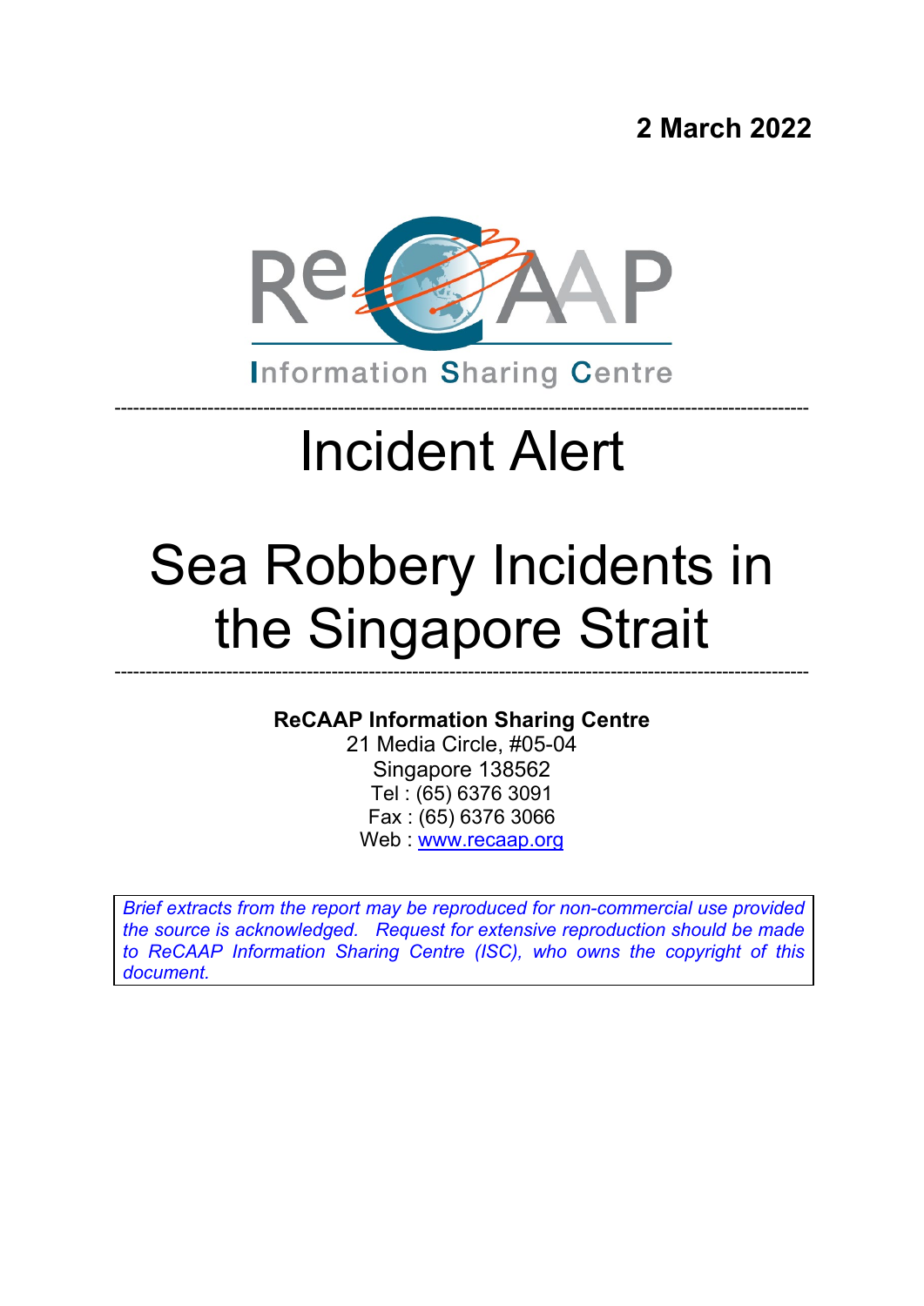**2 March 2022**

ReCAAP

Information Sharing Centre

# Incident Alert

# Sea Robbery Incidents in the Singapore Strait

**ReCAAP Information Sharing Centre**
21 Media Circle, #05-04
Singapore 138562
Tel : (65) 6376 3091
Fax : (65) 6376 3066
Web : [www.recaap.org](http://www.recaap.org)

*Brief extracts from the report may be reproduced for non-commercial use provided the source is acknowledged. Request for extensive reproduction should be made to ReCAAP Information Sharing Centre (ISC), who owns the copyright of this document.*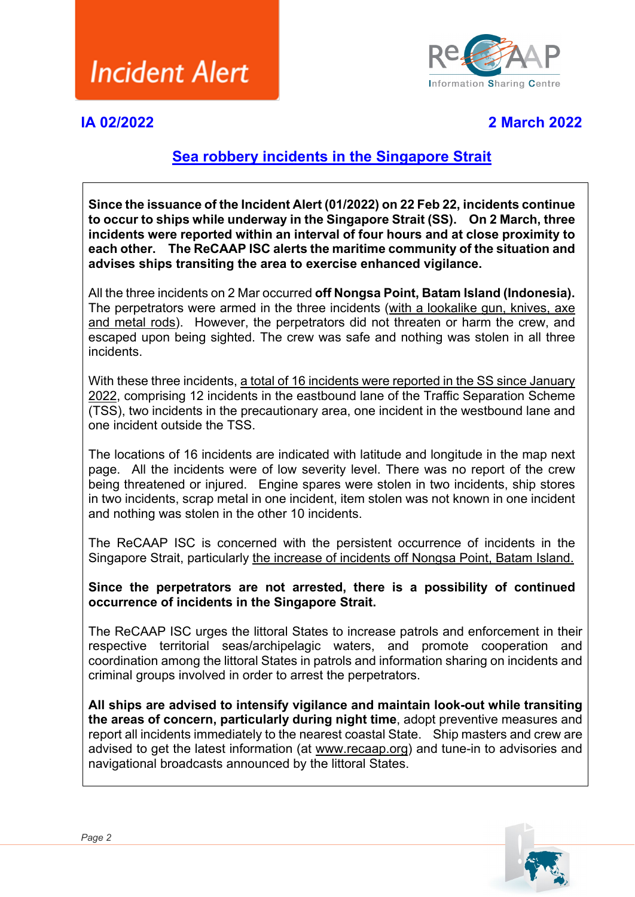# Incident Alert

**IA 02/2022** **2 March 2022**

## Sea robbery incidents in the Singapore Strait

**Since the issuance of the Incident Alert (01/2022) on 22 Feb 22, incidents continue to occur to ships while underway in the Singapore Strait (SS). On 2 March, three incidents were reported within an interval of four hours and at close proximity to each other. The ReCAAP ISC alerts the maritime community of the situation and advises ships transiting the area to exercise enhanced vigilance.**

All the three incidents on 2 Mar occurred **off Nongsa Point, Batam Island (Indonesia).** The perpetrators were armed in the three incidents (with a lookalike gun, knives, axe and metal rods). However, the perpetrators did not threaten or harm the crew, and escaped upon being sighted. The crew was safe and nothing was stolen in all three incidents.

With these three incidents, a total of 16 incidents were reported in the SS since January 2022, comprising 12 incidents in the eastbound lane of the Traffic Separation Scheme (TSS), two incidents in the precautionary area, one incident in the westbound lane and one incident outside the TSS.

The locations of 16 incidents are indicated with latitude and longitude in the map next page. All the incidents were of low severity level. There was no report of the crew being threatened or injured. Engine spares were stolen in two incidents, ship stores in two incidents, scrap metal in one incident, item stolen was not known in one incident and nothing was stolen in the other 10 incidents.

The ReCAAP ISC is concerned with the persistent occurrence of incidents in the Singapore Strait, particularly the increase of incidents off Nongsa Point, Batam Island.

**Since the perpetrators are not arrested, there is a possibility of continued occurrence of incidents in the Singapore Strait.**

The ReCAAP ISC urges the littoral States to increase patrols and enforcement in their respective territorial seas/archipelagic waters, and promote cooperation and coordination among the littoral States in patrols and information sharing on incidents and criminal groups involved in order to arrest the perpetrators.

**All ships are advised to intensify vigilance and maintain look-out while transiting the areas of concern, particularly during night time**, adopt preventive measures and report all incidents immediately to the nearest coastal State. Ship masters and crew are advised to get the latest information (at www.recaap.org) and tune-in to advisories and navigational broadcasts announced by the littoral States.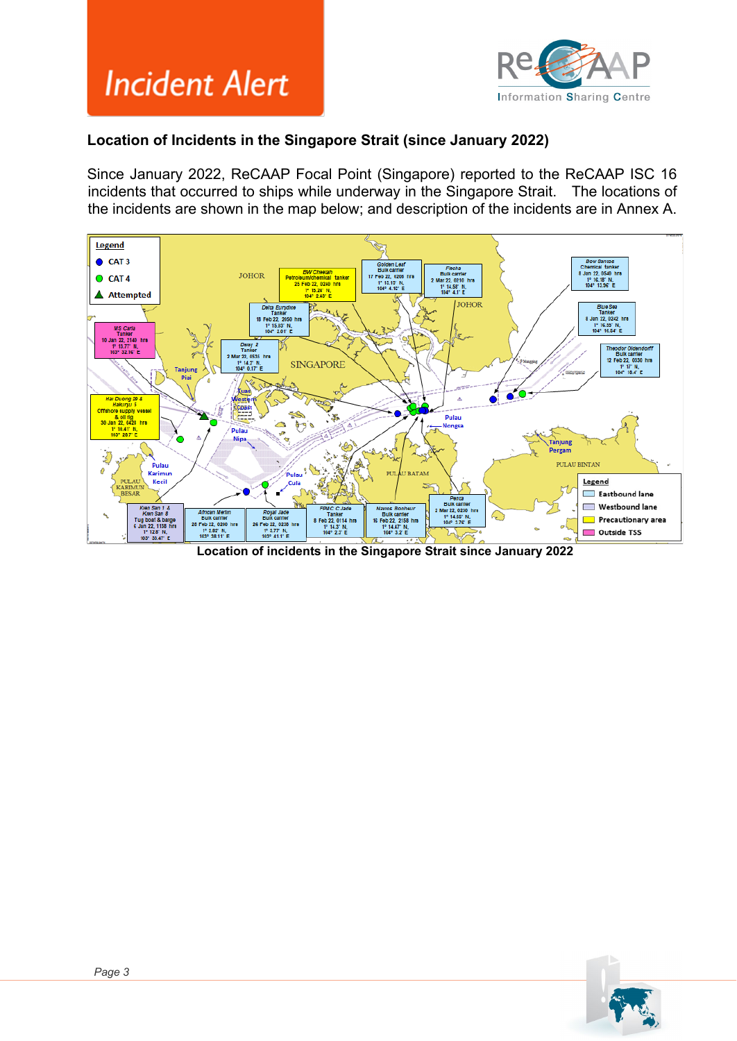# Incident Alert

**Location of Incidents in the Singapore Strait (since January 2022)**

Since January 2022, ReCAAP Focal Point (Singapore) reported to the ReCAAP ISC 16 incidents that occurred to ships while underway in the Singapore Strait. The locations of the incidents are shown in the map below; and description of the incidents are in Annex A.

**Location of incidents in the Singapore Strait since January 2022**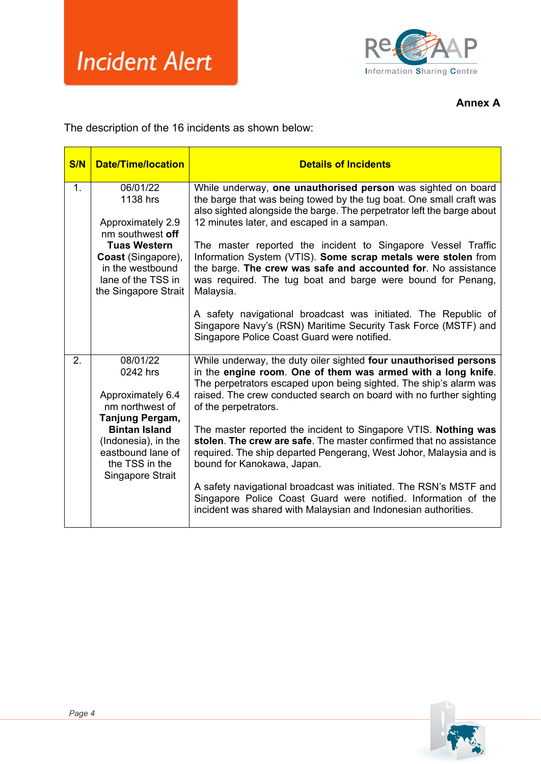**Incident Alert**

**Annex A**

The description of the 16 incidents as shown below:

| S/N | Date/Time/location | Details of Incidents |
|---|---|---|
| 1. | 06/01/22<br>1138 hrs<br><br>Approximately 2.9 nm southwest **off Tuas Western Coast** (Singapore), in the westbound lane of the TSS in the Singapore Strait | While underway, **one unauthorised person** was sighted on board the barge that was being towed by the tug boat. One small craft was also sighted alongside the barge. The perpetrator left the barge about 12 minutes later, and escaped in a sampan.<br><br>The master reported the incident to Singapore Vessel Traffic Information System (VTIS). **Some scrap metals were stolen** from the barge. **The crew was safe and accounted for**. No assistance was required. The tug boat and barge were bound for Penang, Malaysia.<br><br>A safety navigational broadcast was initiated. The Republic of Singapore Navy's (RSN) Maritime Security Task Force (MSTF) and Singapore Police Coast Guard were notified. |
| 2. | 08/01/22<br>0242 hrs<br><br>Approximately 6.4 nm northwest of **Tanjung Pergam, Bintan Island** (Indonesia), in the eastbound lane of the TSS in the Singapore Strait | While underway, the duty oiler sighted **four unauthorised persons** in the **engine room**. **One of them was armed with a long knife**. The perpetrators escaped upon being sighted. The ship's alarm was raised. The crew conducted search on board with no further sighting of the perpetrators.<br><br>The master reported the incident to Singapore VTIS. **Nothing was stolen**. **The crew are safe**. The master confirmed that no assistance required. The ship departed Pengerang, West Johor, Malaysia and is bound for Kanokawa, Japan.<br><br>A safety navigational broadcast was initiated. The RSN's MSTF and Singapore Police Coast Guard were notified. Information of the incident was shared with Malaysian and Indonesian authorities. |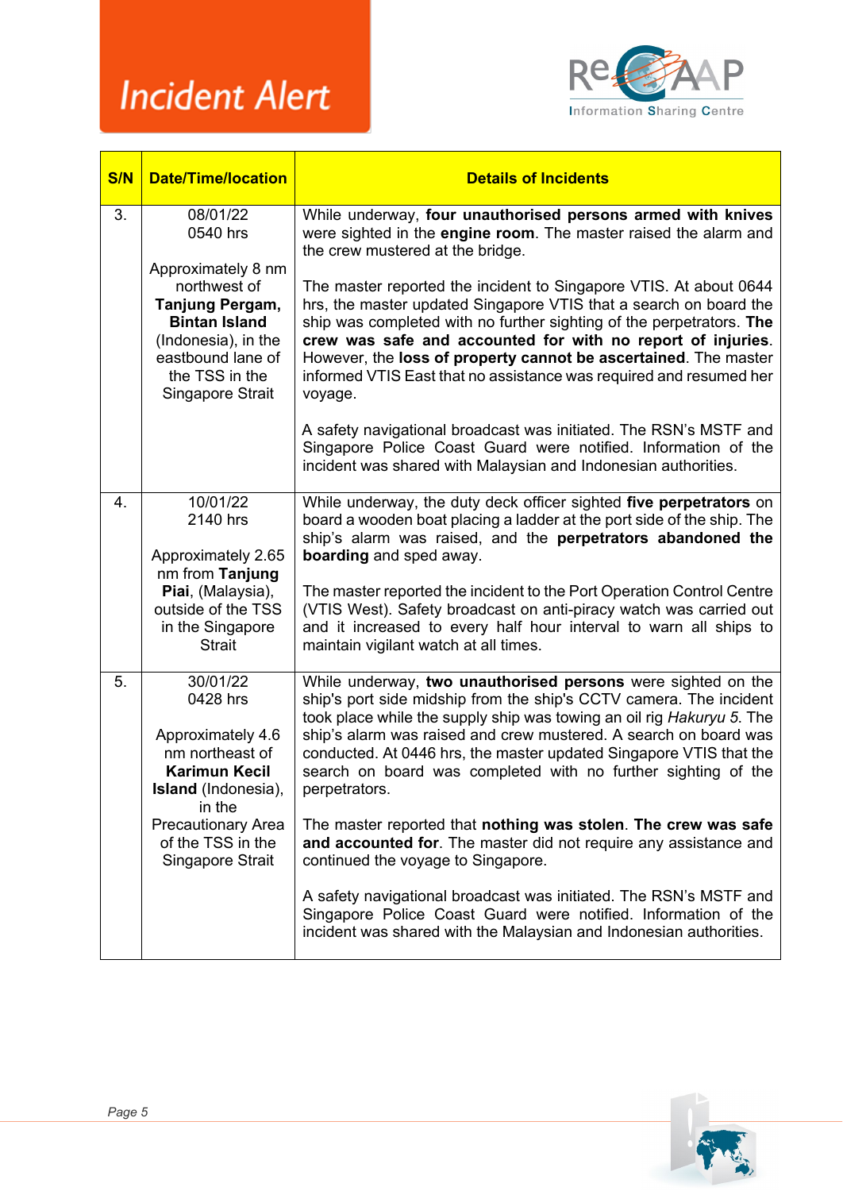# Incident Alert

| S/N | Date/Time/location | Details of Incidents |
|---|---|---|
| 3. | 08/01/22<br>0540 hrs<br><br>Approximately 8 nm northwest of **Tanjung Pergam, Bintan Island** (Indonesia), in the eastbound lane of the TSS in the Singapore Strait | While underway, **four unauthorised persons armed with knives** were sighted in the **engine room**. The master raised the alarm and the crew mustered at the bridge.<br><br>The master reported the incident to Singapore VTIS. At about 0644 hrs, the master updated Singapore VTIS that a search on board the ship was completed with no further sighting of the perpetrators. **The crew was safe and accounted for with no report of injuries**. However, the **loss of property cannot be ascertained**. The master informed VTIS East that no assistance was required and resumed her voyage.<br><br>A safety navigational broadcast was initiated. The RSN's MSTF and Singapore Police Coast Guard were notified. Information of the incident was shared with Malaysian and Indonesian authorities. |
| 4. | 10/01/22<br>2140 hrs<br><br>Approximately 2.65 nm from **Tanjung Piai**, (Malaysia), outside of the TSS in the Singapore Strait | While underway, the duty deck officer sighted **five perpetrators** on board a wooden boat placing a ladder at the port side of the ship. The ship's alarm was raised, and the **perpetrators abandoned the boarding** and sped away.<br><br>The master reported the incident to the Port Operation Control Centre (VTIS West). Safety broadcast on anti-piracy watch was carried out and it increased to every half hour interval to warn all ships to maintain vigilant watch at all times. |
| 5. | 30/01/22<br>0428 hrs<br><br>Approximately 4.6 nm northeast of **Karimun Kecil Island** (Indonesia), in the Precautionary Area of the TSS in the Singapore Strait | While underway, **two unauthorised persons** were sighted on the ship's port side midship from the ship's CCTV camera. The incident took place while the supply ship was towing an oil rig *Hakuryu 5.* The ship's alarm was raised and crew mustered. A search on board was conducted. At 0446 hrs, the master updated Singapore VTIS that the search on board was completed with no further sighting of the perpetrators.<br><br>The master reported that **nothing was stolen**. **The crew was safe and accounted for**. The master did not require any assistance and continued the voyage to Singapore.<br><br>A safety navigational broadcast was initiated. The RSN's MSTF and Singapore Police Coast Guard were notified. Information of the incident was shared with the Malaysian and Indonesian authorities. |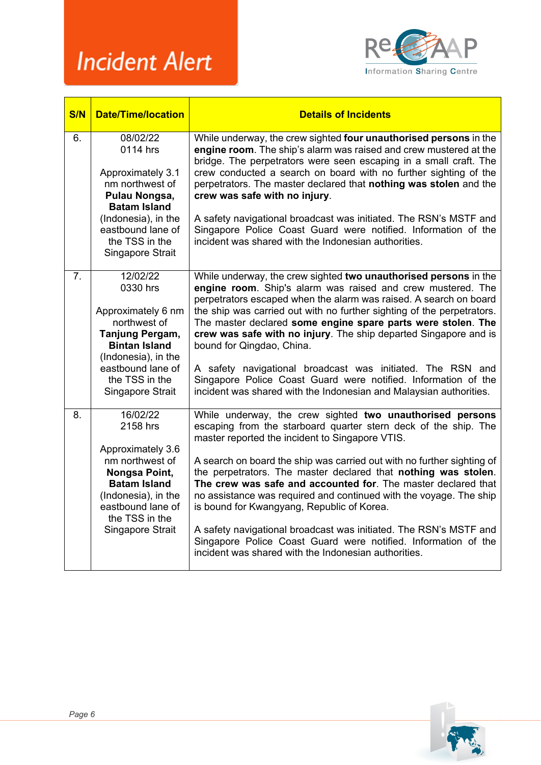# Incident Alert

| S/N | Date/Time/location | Details of Incidents |
|---|---|---|
| 6. | 08/02/22<br>0114 hrs<br><br>Approximately 3.1 nm northwest of **Pulau Nongsa, Batam Island** (Indonesia), in the eastbound lane of the TSS in the Singapore Strait | While underway, the crew sighted **four unauthorised persons** in the **engine room**. The ship's alarm was raised and crew mustered at the bridge. The perpetrators were seen escaping in a small craft. The crew conducted a search on board with no further sighting of the perpetrators. The master declared that **nothing was stolen** and the **crew was safe with no injury**.<br><br>A safety navigational broadcast was initiated. The RSN's MSTF and Singapore Police Coast Guard were notified. Information of the incident was shared with the Indonesian authorities. |
| 7. | 12/02/22<br>0330 hrs<br><br>Approximately 6 nm northwest of **Tanjung Pergam, Bintan Island** (Indonesia), in the eastbound lane of the TSS in the Singapore Strait | While underway, the crew sighted **two unauthorised persons** in the **engine room**. Ship's alarm was raised and crew mustered. The perpetrators escaped when the alarm was raised. A search on board the ship was carried out with no further sighting of the perpetrators. The master declared **some engine spare parts were stolen**. **The crew was safe with no injury**. The ship departed Singapore and is bound for Qingdao, China.<br><br>A safety navigational broadcast was initiated. The RSN and Singapore Police Coast Guard were notified. Information of the incident was shared with the Indonesian and Malaysian authorities. |
| 8. | 16/02/22<br>2158 hrs<br><br>Approximately 3.6 nm northwest of **Nongsa Point, Batam Island** (Indonesia), in the eastbound lane of the TSS in the Singapore Strait | While underway, the crew sighted **two unauthorised persons** escaping from the starboard quarter stern deck of the ship. The master reported the incident to Singapore VTIS.<br><br>A search on board the ship was carried out with no further sighting of the perpetrators. The master declared that **nothing was stolen**. **The crew was safe and accounted for**. The master declared that no assistance was required and continued with the voyage. The ship is bound for Kwangyang, Republic of Korea.<br><br>A safety navigational broadcast was initiated. The RSN's MSTF and Singapore Police Coast Guard were notified. Information of the incident was shared with the Indonesian authorities. |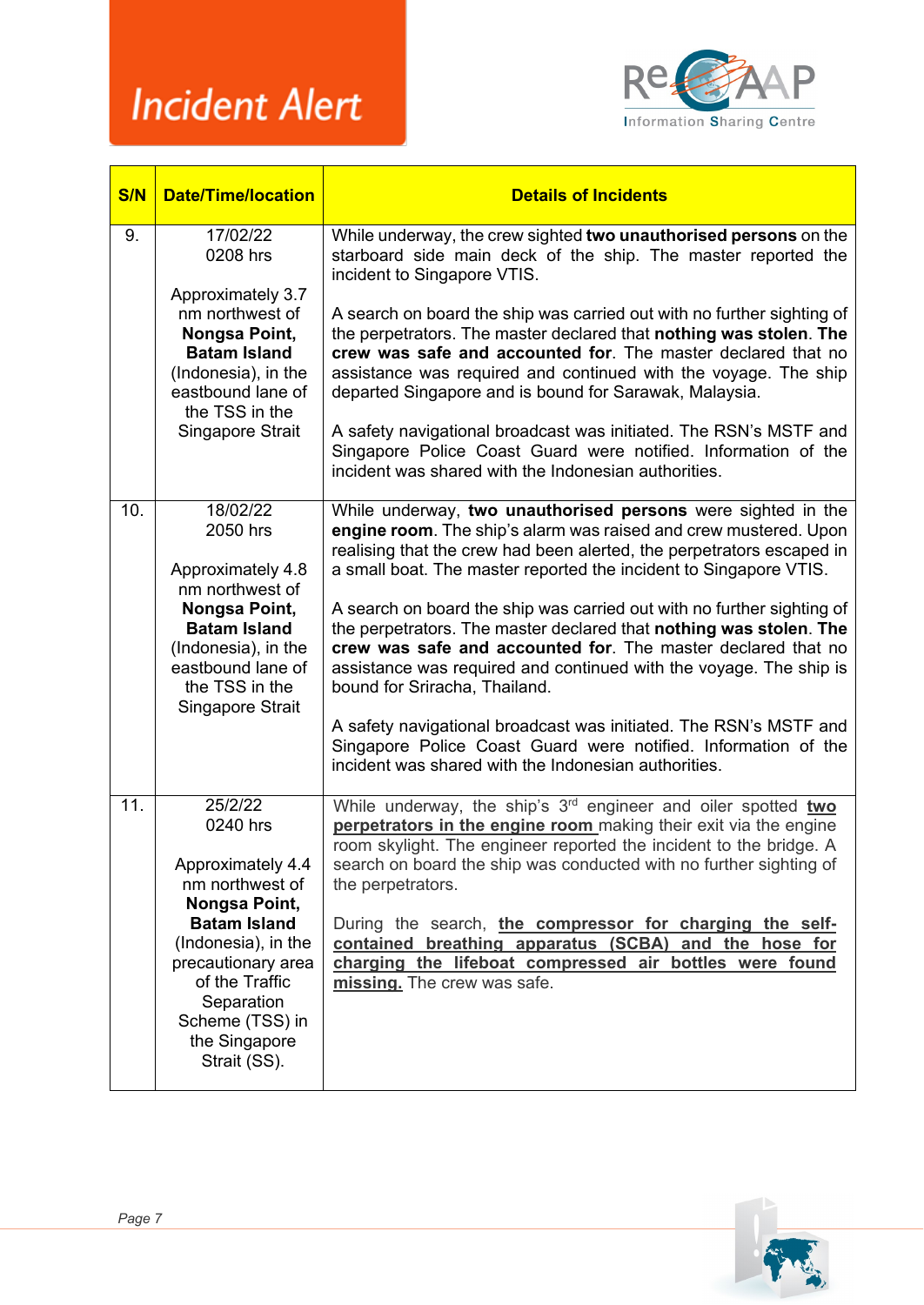# Incident Alert

| S/N | Date/Time/location | Details of Incidents |
|---|---|---|
| 9. | 17/02/22<br>0208 hrs<br><br>Approximately 3.7 nm northwest of **Nongsa Point, Batam Island** (Indonesia), in the eastbound lane of the TSS in the Singapore Strait | While underway, the crew sighted **two unauthorised persons** on the starboard side main deck of the ship. The master reported the incident to Singapore VTIS.<br><br>A search on board the ship was carried out with no further sighting of the perpetrators. The master declared that **nothing was stolen**. **The crew was safe and accounted for**. The master declared that no assistance was required and continued with the voyage. The ship departed Singapore and is bound for Sarawak, Malaysia.<br><br>A safety navigational broadcast was initiated. The RSN's MSTF and Singapore Police Coast Guard were notified. Information of the incident was shared with the Indonesian authorities. |
| 10. | 18/02/22<br>2050 hrs<br><br>Approximately 4.8 nm northwest of **Nongsa Point, Batam Island** (Indonesia), in the eastbound lane of the TSS in the Singapore Strait | While underway, **two unauthorised persons** were sighted in the **engine room**. The ship's alarm was raised and crew mustered. Upon realising that the crew had been alerted, the perpetrators escaped in a small boat. The master reported the incident to Singapore VTIS.<br><br>A search on board the ship was carried out with no further sighting of the perpetrators. The master declared that **nothing was stolen**. **The crew was safe and accounted for**. The master declared that no assistance was required and continued with the voyage. The ship is bound for Sriracha, Thailand.<br><br>A safety navigational broadcast was initiated. The RSN's MSTF and Singapore Police Coast Guard were notified. Information of the incident was shared with the Indonesian authorities. |
| 11. | 25/2/22<br>0240 hrs<br><br>Approximately 4.4 nm northwest of **Nongsa Point, Batam Island** (Indonesia), in the precautionary area of the Traffic Separation Scheme (TSS) in the Singapore Strait (SS). | While underway, the ship's 3rd engineer and oiler spotted **two perpetrators in the engine room** making their exit via the engine room skylight. The engineer reported the incident to the bridge. A search on board the ship was conducted with no further sighting of the perpetrators.<br><br>During the search, **the compressor for charging the self-contained breathing apparatus (SCBA) and the hose for charging the lifeboat compressed air bottles were found missing.** The crew was safe. |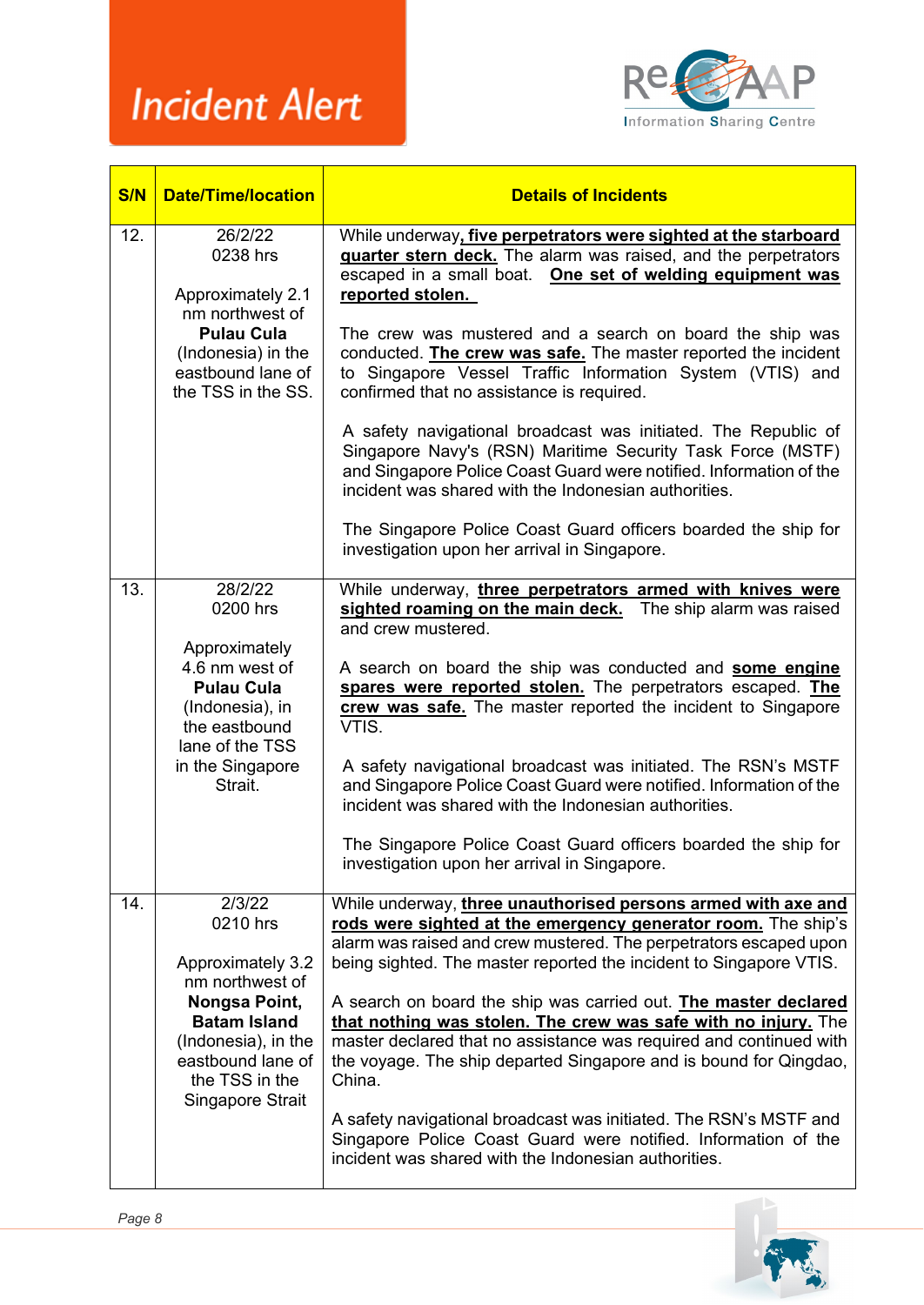# Incident Alert

ReCAAP Information Sharing Centre

| S/N | Date/Time/location | Details of Incidents |
|---|---|---|
| 12. | 26/2/22<br>0238 hrs<br><br>Approximately 2.1 nm northwest of **Pulau Cula** (Indonesia) in the eastbound lane of the TSS in the SS. | While underway**, five perpetrators were sighted at the starboard quarter stern deck.** The alarm was raised, and the perpetrators escaped in a small boat. **One set of welding equipment was reported stolen.**<br><br>The crew was mustered and a search on board the ship was conducted. **The crew was safe.** The master reported the incident to Singapore Vessel Traffic Information System (VTIS) and confirmed that no assistance is required.<br><br>A safety navigational broadcast was initiated. The Republic of Singapore Navy's (RSN) Maritime Security Task Force (MSTF) and Singapore Police Coast Guard were notified. Information of the incident was shared with the Indonesian authorities.<br><br>The Singapore Police Coast Guard officers boarded the ship for investigation upon her arrival in Singapore. |
| 13. | 28/2/22<br>0200 hrs<br><br>Approximately 4.6 nm west of **Pulau Cula** (Indonesia), in the eastbound lane of the TSS in the Singapore Strait. | While underway, **three perpetrators armed with knives were sighted roaming on the main deck.** The ship alarm was raised and crew mustered.<br><br>A search on board the ship was conducted and **some engine spares were reported stolen.** The perpetrators escaped. **The crew was safe.** The master reported the incident to Singapore VTIS.<br><br>A safety navigational broadcast was initiated. The RSN's MSTF and Singapore Police Coast Guard were notified. Information of the incident was shared with the Indonesian authorities.<br><br>The Singapore Police Coast Guard officers boarded the ship for investigation upon her arrival in Singapore. |
| 14. | 2/3/22<br>0210 hrs<br><br>Approximately 3.2 nm northwest of **Nongsa Point, Batam Island** (Indonesia), in the eastbound lane of the TSS in the Singapore Strait | While underway, **three unauthorised persons armed with axe and rods were sighted at the emergency generator room.** The ship's alarm was raised and crew mustered. The perpetrators escaped upon being sighted. The master reported the incident to Singapore VTIS.<br><br>A search on board the ship was carried out. **The master declared that nothing was stolen. The crew was safe with no injury.** The master declared that no assistance was required and continued with the voyage. The ship departed Singapore and is bound for Qingdao, China.<br><br>A safety navigational broadcast was initiated. The RSN's MSTF and Singapore Police Coast Guard were notified. Information of the incident was shared with the Indonesian authorities. |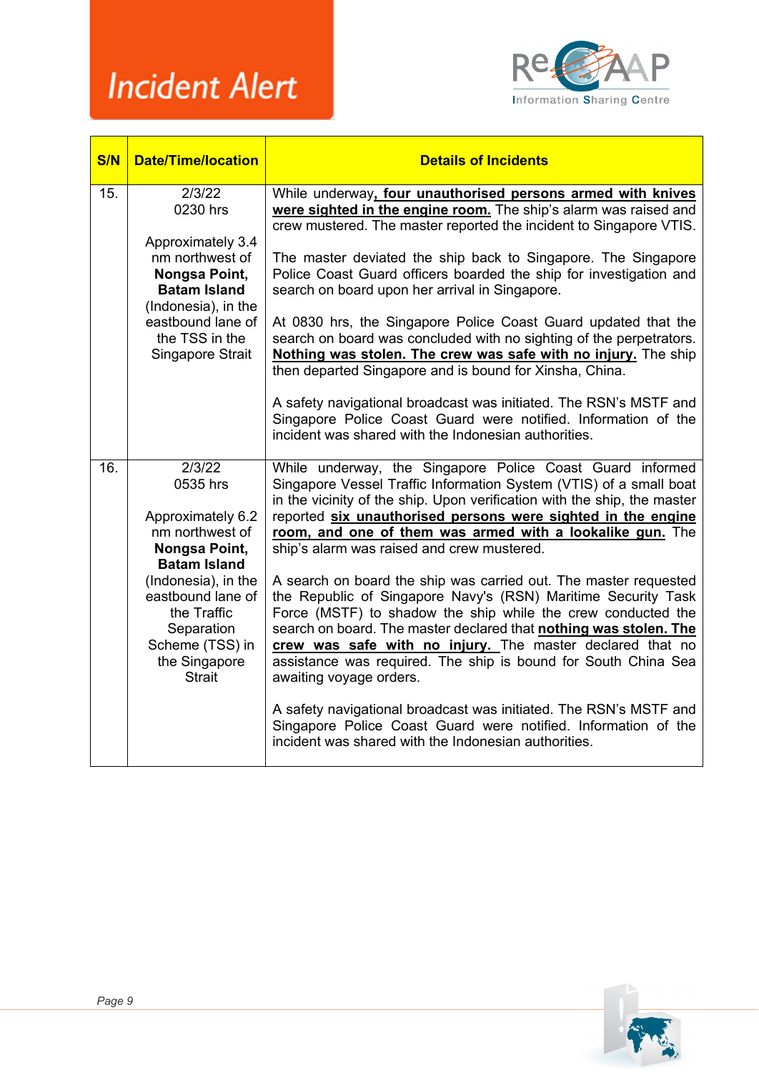# Incident Alert

| S/N | Date/Time/location | Details of Incidents |
|---|---|---|
| 15. | 2/3/22<br>0230 hrs<br><br>Approximately 3.4 nm northwest of **Nongsa Point, Batam Island** (Indonesia), in the eastbound lane of the TSS in the Singapore Strait | While underway**, four unauthorised persons armed with knives were sighted in the engine room.** The ship's alarm was raised and crew mustered. The master reported the incident to Singapore VTIS.<br><br>The master deviated the ship back to Singapore. The Singapore Police Coast Guard officers boarded the ship for investigation and search on board upon her arrival in Singapore.<br><br>At 0830 hrs, the Singapore Police Coast Guard updated that the search on board was concluded with no sighting of the perpetrators. **Nothing was stolen. The crew was safe with no injury.** The ship then departed Singapore and is bound for Xinsha, China.<br><br>A safety navigational broadcast was initiated. The RSN's MSTF and Singapore Police Coast Guard were notified. Information of the incident was shared with the Indonesian authorities. |
| 16. | 2/3/22<br>0535 hrs<br><br>Approximately 6.2 nm northwest of **Nongsa Point, Batam Island** (Indonesia), in the eastbound lane of the Traffic Separation Scheme (TSS) in the Singapore Strait | While underway, the Singapore Police Coast Guard informed Singapore Vessel Traffic Information System (VTIS) of a small boat in the vicinity of the ship. Upon verification with the ship, the master reported **six unauthorised persons were sighted in the engine room, and one of them was armed with a lookalike gun.** The ship's alarm was raised and crew mustered.<br><br>A search on board the ship was carried out. The master requested the Republic of Singapore Navy's (RSN) Maritime Security Task Force (MSTF) to shadow the ship while the crew conducted the search on board. The master declared that **nothing was stolen. The crew was safe with no injury.** The master declared that no assistance was required. The ship is bound for South China Sea awaiting voyage orders.<br><br>A safety navigational broadcast was initiated. The RSN's MSTF and Singapore Police Coast Guard were notified. Information of the incident was shared with the Indonesian authorities. |